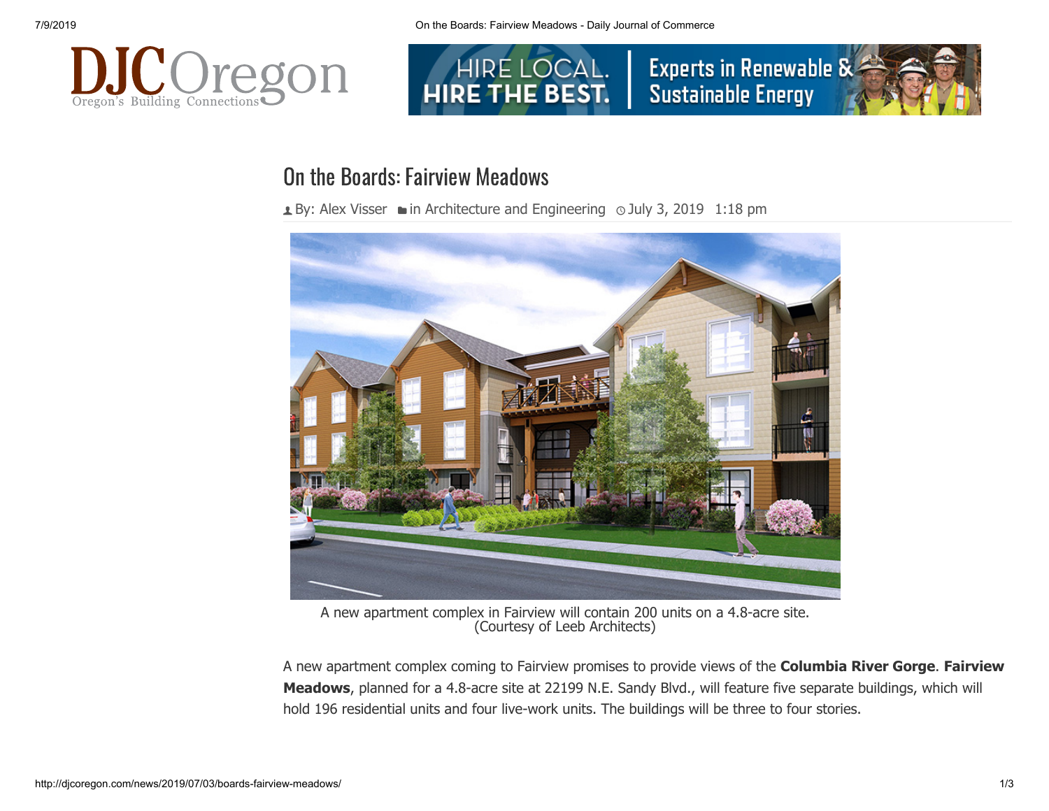# On the Boards: Fairview Meadows

By: Alex Visser in Architecture and Engineering July 3, 2019 1:18 pm

A new apartment complex in Fairview will contain 200 units on a 4.8-acre site. (Courtesy of Leeb Architects)

A new apartment complex coming to Fairview promises to provide views of the **Columbia River Gorge**. **Fairview Meadows**, planned for a 4.8-acre site at 22199 N.E. Sandy Blvd., will feature five separate buildings, which will hold 196 residential units and four live-work units. The buildings will be three to four stories.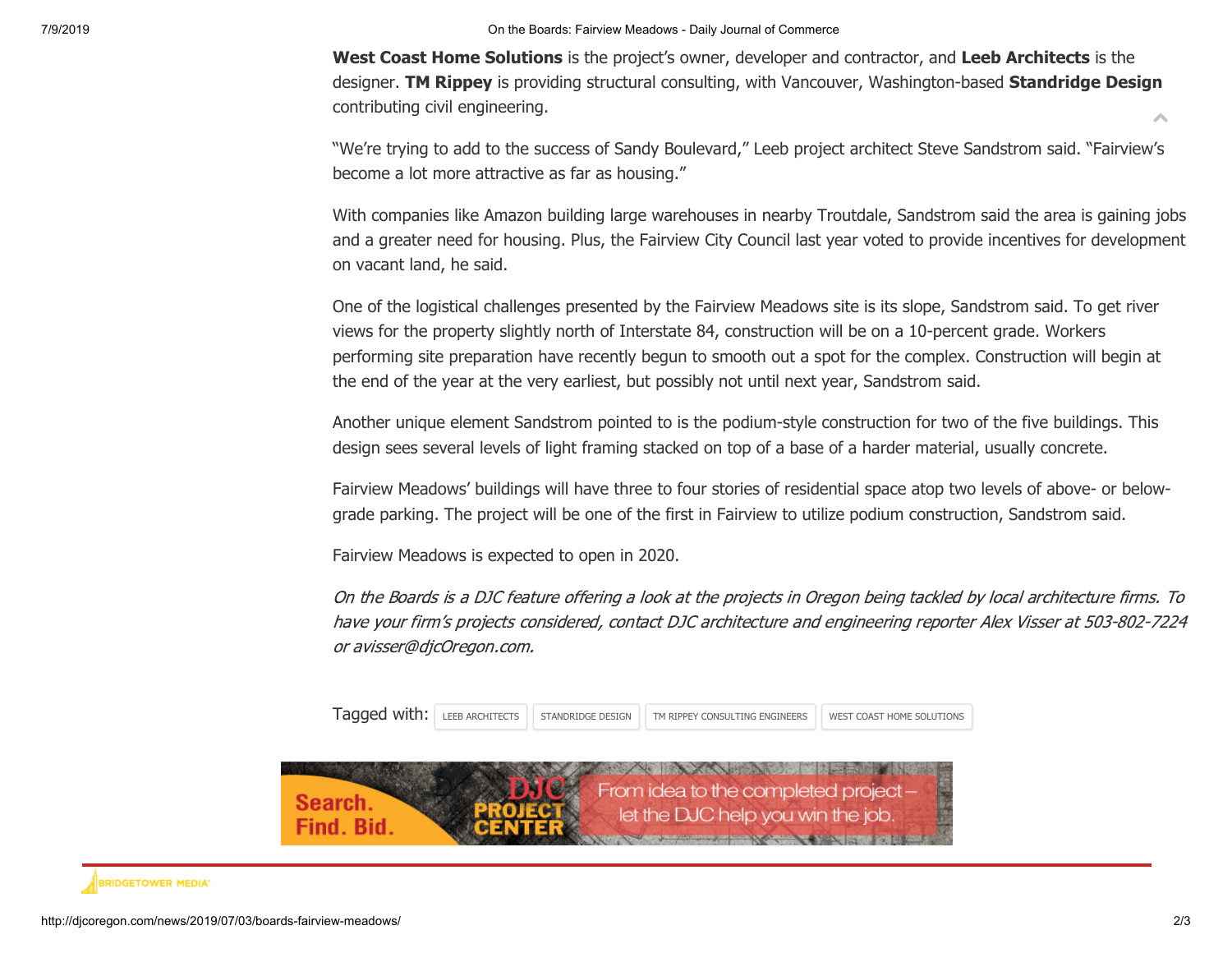**West Coast Home Solutions** is the project's owner, developer and contractor, and **Leeb Architects** is the designer. **TM Rippey** is providing structural consulting, with Vancouver, Washington-based **Standridge Design** contributing civil engineering.

"We're trying to add to the success of Sandy Boulevard," Leeb project architect Steve Sandstrom said. "Fairview's become a lot more attractive as far as housing."

With companies like Amazon building large warehouses in nearby Troutdale, Sandstrom said the area is gaining jobs and a greater need for housing. Plus, the Fairview City Council last year voted to provide incentives for development on vacant land, he said.

One of the logistical challenges presented by the Fairview Meadows site is its slope, Sandstrom said. To get river views for the property slightly north of Interstate 84, construction will be on a 10-percent grade. Workers performing site preparation have recently begun to smooth out a spot for the complex. Construction will begin at the end of the year at the very earliest, but possibly not until next year, Sandstrom said.

Another unique element Sandstrom pointed to is the podium-style construction for two of the five buildings. This design sees several levels of light framing stacked on top of a base of a harder material, usually concrete.

Fairview Meadows' buildings will have three to four stories of residential space atop two levels of above- or below-grade parking. The project will be one of the first in Fairview to utilize podium construction, Sandstrom said.

Fairview Meadows is expected to open in 2020.

*On the Boards is a DJC feature offering a look at the projects in Oregon being tackled by local architecture firms. To have your firm's projects considered, contact DJC architecture and engineering reporter Alex Visser at 503-802-7224 or avisser@djcOregon.com.*

Tagged with: LEEB ARCHITECTS | STANDRIDGE DESIGN | TM RIPPEY CONSULTING ENGINEERS | WEST COAST HOME SOLUTIONS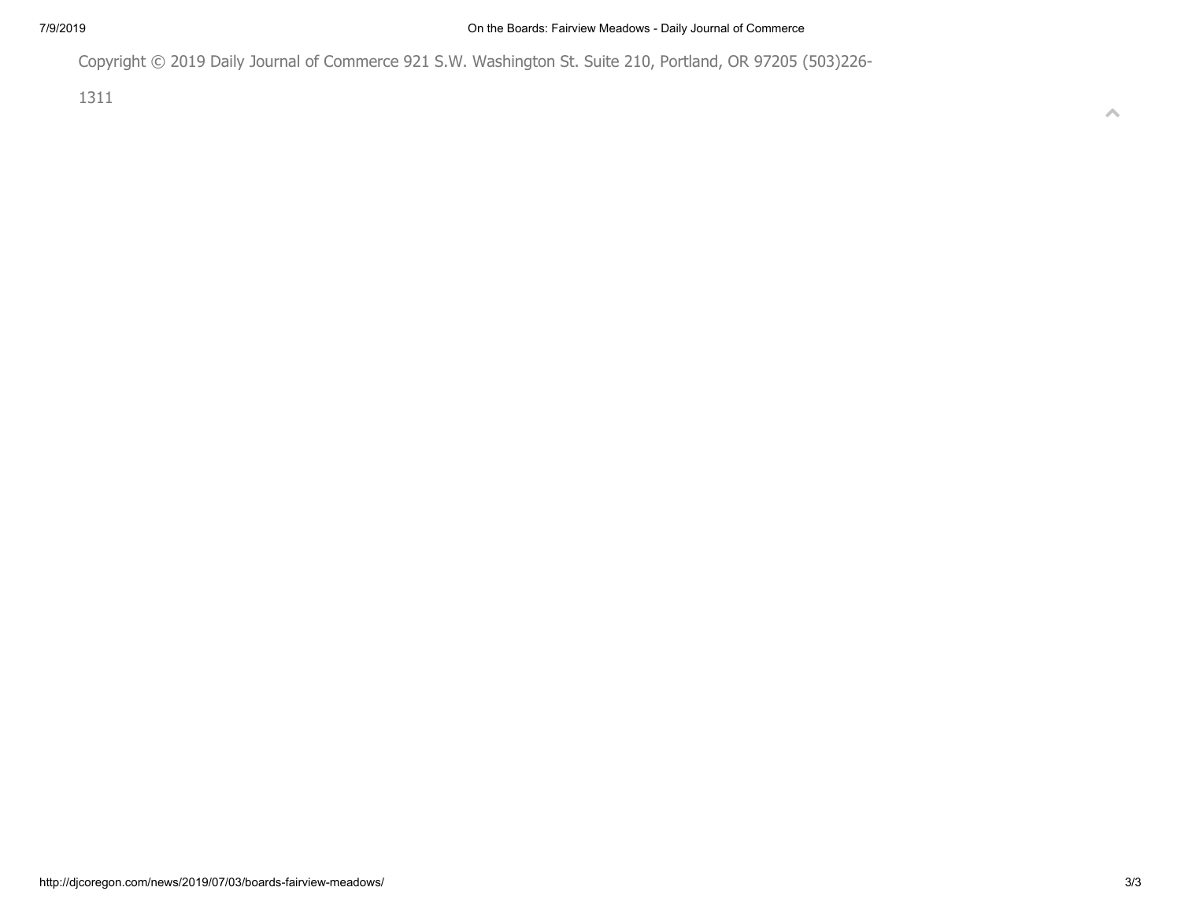Copyright © 2019 Daily Journal of Commerce 921 S.W. Washington St. Suite 210, Portland, OR 97205 (503)226-1311